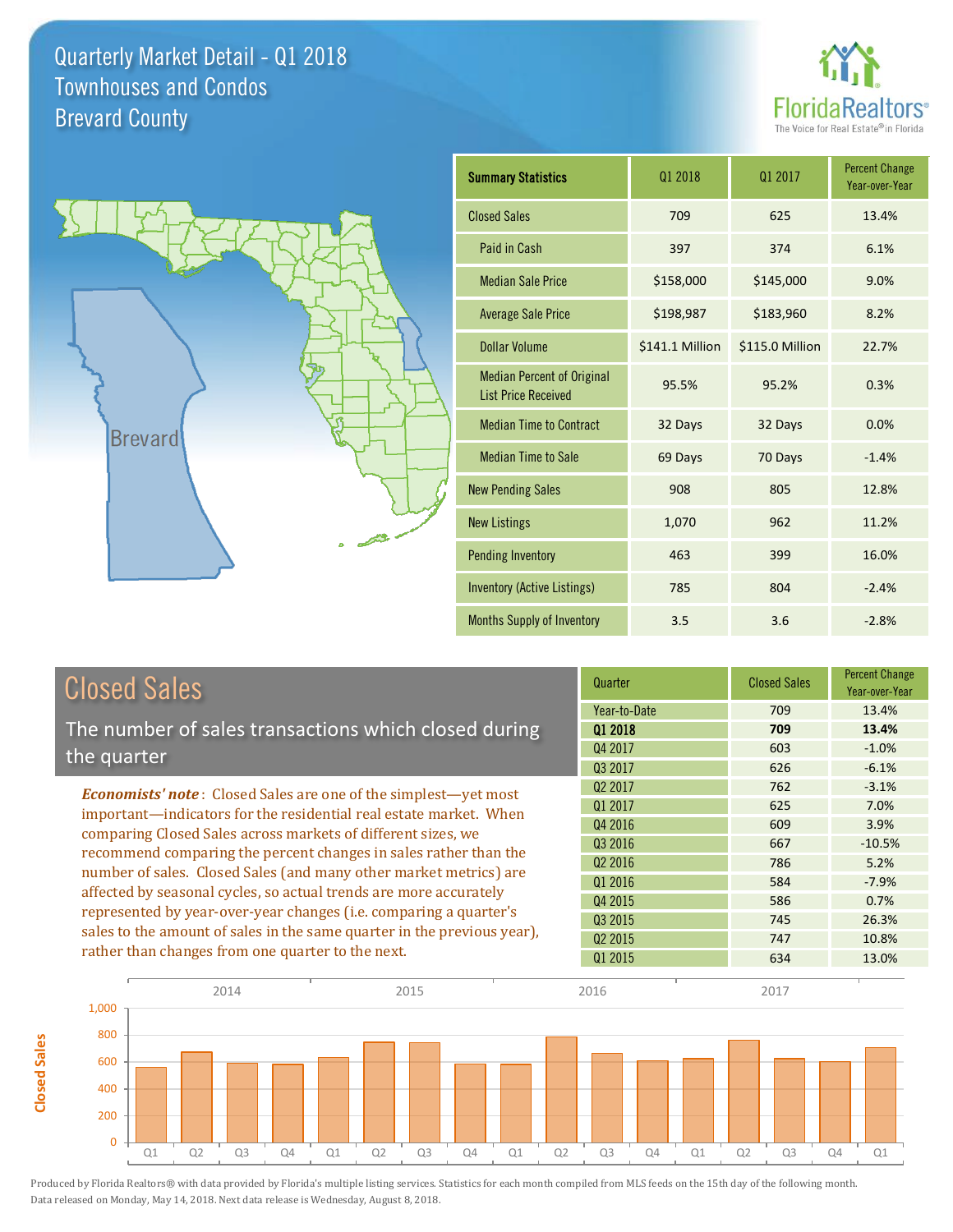# Quarterly Market Detail - Q1 2018
## Townhouses and Condos
## Brevard County

FloridaRealtors® The Voice for Real Estate® in Florida

| Summary Statistics | Q1 2018 | Q1 2017 | Percent Change Year-over-Year |
|---|---|---|---|
| Closed Sales | 709 | 625 | 13.4% |
| Paid in Cash | 397 | 374 | 6.1% |
| Median Sale Price | $158,000 | $145,000 | 9.0% |
| Average Sale Price | $198,987 | $183,960 | 8.2% |
| Dollar Volume | $141.1 Million | $115.0 Million | 22.7% |
| Median Percent of Original List Price Received | 95.5% | 95.2% | 0.3% |
| Median Time to Contract | 32 Days | 32 Days | 0.0% |
| Median Time to Sale | 69 Days | 70 Days | -1.4% |
| New Pending Sales | 908 | 805 | 12.8% |
| New Listings | 1,070 | 962 | 11.2% |
| Pending Inventory | 463 | 399 | 16.0% |
| Inventory (Active Listings) | 785 | 804 | -2.4% |
| Months Supply of Inventory | 3.5 | 3.6 | -2.8% |

## Closed Sales

The number of sales transactions which closed during the quarter

***Economists' note***: Closed Sales are one of the simplest—yet most important—indicators for the residential real estate market. When comparing Closed Sales across markets of different sizes, we recommend comparing the percent changes in sales rather than the number of sales. Closed Sales (and many other market metrics) are affected by seasonal cycles, so actual trends are more accurately represented by year-over-year changes (i.e. comparing a quarter's sales to the amount of sales in the same quarter in the previous year), rather than changes from one quarter to the next.

| Quarter | Closed Sales | Percent Change Year-over-Year |
|---|---|---|
| Year-to-Date | 709 | 13.4% |
| **Q1 2018** | **709** | **13.4%** |
| Q4 2017 | 603 | -1.0% |
| Q3 2017 | 626 | -6.1% |
| Q2 2017 | 762 | -3.1% |
| Q1 2017 | 625 | 7.0% |
| Q4 2016 | 609 | 3.9% |
| Q3 2016 | 667 | -10.5% |
| Q2 2016 | 786 | 5.2% |
| Q1 2016 | 584 | -7.9% |
| Q4 2015 | 586 | 0.7% |
| Q3 2015 | 745 | 26.3% |
| Q2 2015 | 747 | 10.8% |
| Q1 2015 | 634 | 13.0% |

Produced by Florida Realtors® with data provided by Florida's multiple listing services. Statistics for each month compiled from MLS feeds on the 15th day of the following month. Data released on Monday, May 14, 2018. Next data release is Wednesday, August 8, 2018.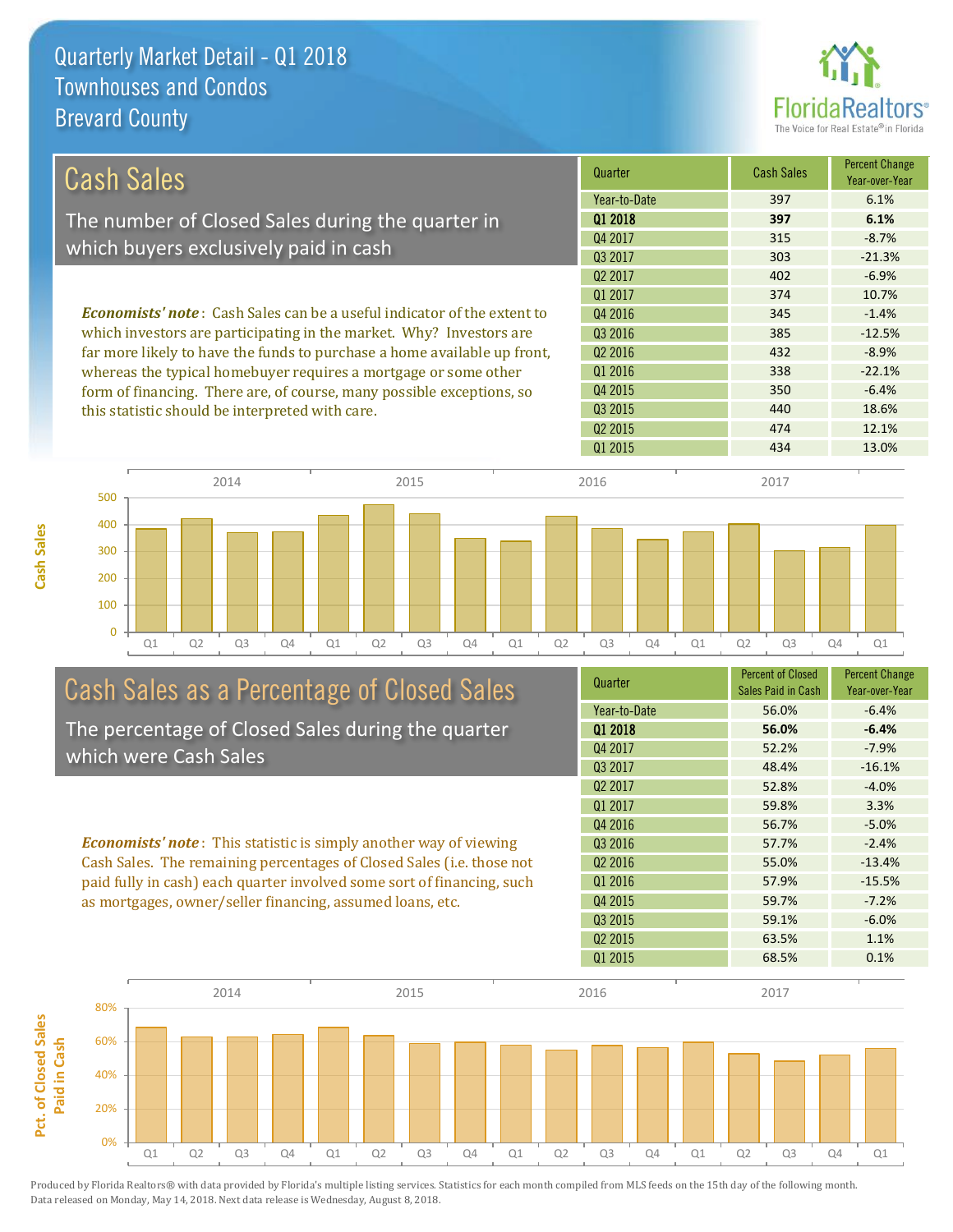# Quarterly Market Detail - Q1 2018
## Townhouses and Condos
## Brevard County

## Cash Sales

The number of Closed Sales during the quarter in which buyers exclusively paid in cash

*Economists' note*: Cash Sales can be a useful indicator of the extent to which investors are participating in the market. Why? Investors are far more likely to have the funds to purchase a home available up front, whereas the typical homebuyer requires a mortgage or some other form of financing. There are, of course, many possible exceptions, so this statistic should be interpreted with care.

| Quarter | Cash Sales | Percent Change Year-over-Year |
|---|---|---|
| Year-to-Date | 397 | 6.1% |
| **Q1 2018** | **397** | **6.1%** |
| Q4 2017 | 315 | -8.7% |
| Q3 2017 | 303 | -21.3% |
| Q2 2017 | 402 | -6.9% |
| Q1 2017 | 374 | 10.7% |
| Q4 2016 | 345 | -1.4% |
| Q3 2016 | 385 | -12.5% |
| Q2 2016 | 432 | -8.9% |
| Q1 2016 | 338 | -22.1% |
| Q4 2015 | 350 | -6.4% |
| Q3 2015 | 440 | 18.6% |
| Q2 2015 | 474 | 12.1% |
| Q1 2015 | 434 | 13.0% |

## Cash Sales as a Percentage of Closed Sales

The percentage of Closed Sales during the quarter which were Cash Sales

*Economists' note*: This statistic is simply another way of viewing Cash Sales. The remaining percentages of Closed Sales (i.e. those not paid fully in cash) each quarter involved some sort of financing, such as mortgages, owner/seller financing, assumed loans, etc.

| Quarter | Percent of Closed Sales Paid in Cash | Percent Change Year-over-Year |
|---|---|---|
| Year-to-Date | 56.0% | -6.4% |
| **Q1 2018** | **56.0%** | **-6.4%** |
| Q4 2017 | 52.2% | -7.9% |
| Q3 2017 | 48.4% | -16.1% |
| Q2 2017 | 52.8% | -4.0% |
| Q1 2017 | 59.8% | 3.3% |
| Q4 2016 | 56.7% | -5.0% |
| Q3 2016 | 57.7% | -2.4% |
| Q2 2016 | 55.0% | -13.4% |
| Q1 2016 | 57.9% | -15.5% |
| Q4 2015 | 59.7% | -7.2% |
| Q3 2015 | 59.1% | -6.0% |
| Q2 2015 | 63.5% | 1.1% |
| Q1 2015 | 68.5% | 0.1% |

Produced by Florida Realtors® with data provided by Florida's multiple listing services. Statistics for each month compiled from MLS feeds on the 15th day of the following month. Data released on Monday, May 14, 2018. Next data release is Wednesday, August 8, 2018.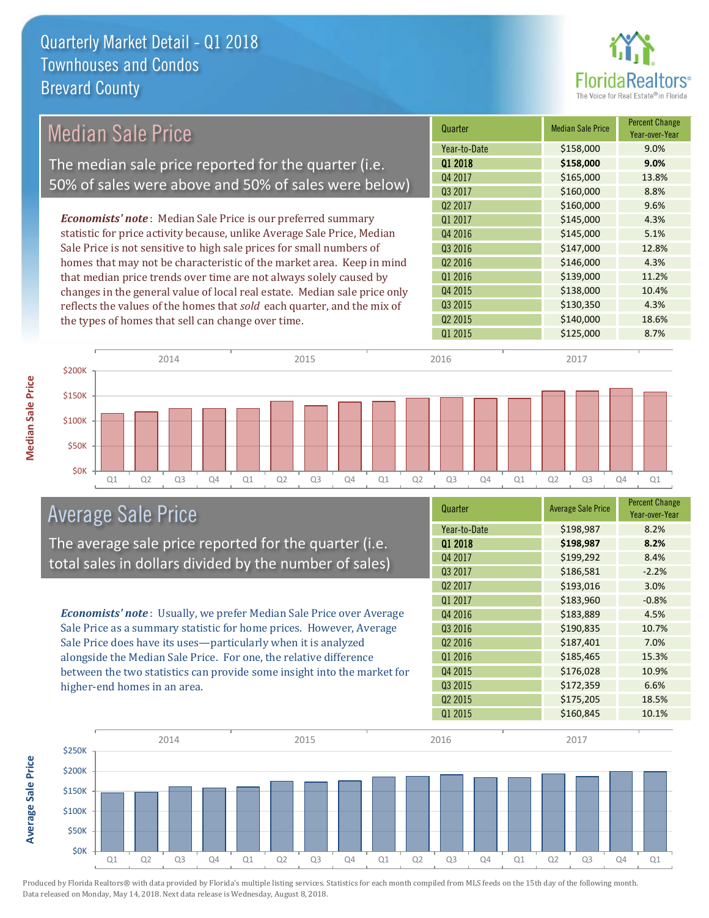# Quarterly Market Detail - Q1 2018
## Townhouses and Condos
## Brevard County

## Median Sale Price

The median sale price reported for the quarter (i.e. 50% of sales were above and 50% of sales were below)

*Economists' note*: Median Sale Price is our preferred summary statistic for price activity because, unlike Average Sale Price, Median Sale Price is not sensitive to high sale prices for small numbers of homes that may not be characteristic of the market area. Keep in mind that median price trends over time are not always solely caused by changes in the general value of local real estate. Median sale price only reflects the values of the homes that *sold* each quarter, and the mix of the types of homes that sell can change over time.

| Quarter | Median Sale Price | Percent Change Year-over-Year |
|---|---|---|
| Year-to-Date | $158,000 | 9.0% |
| **Q1 2018** | **$158,000** | **9.0%** |
| Q4 2017 | $165,000 | 13.8% |
| Q3 2017 | $160,000 | 8.8% |
| Q2 2017 | $160,000 | 9.6% |
| Q1 2017 | $145,000 | 4.3% |
| Q4 2016 | $145,000 | 5.1% |
| Q3 2016 | $147,000 | 12.8% |
| Q2 2016 | $146,000 | 4.3% |
| Q1 2016 | $139,000 | 11.2% |
| Q4 2015 | $138,000 | 10.4% |
| Q3 2015 | $130,350 | 4.3% |
| Q2 2015 | $140,000 | 18.6% |
| Q1 2015 | $125,000 | 8.7% |

## Average Sale Price

The average sale price reported for the quarter (i.e. total sales in dollars divided by the number of sales)

*Economists' note*: Usually, we prefer Median Sale Price over Average Sale Price as a summary statistic for home prices. However, Average Sale Price does have its uses—particularly when it is analyzed alongside the Median Sale Price. For one, the relative difference between the two statistics can provide some insight into the market for higher-end homes in an area.

| Quarter | Average Sale Price | Percent Change Year-over-Year |
|---|---|---|
| Year-to-Date | $198,987 | 8.2% |
| **Q1 2018** | **$198,987** | **8.2%** |
| Q4 2017 | $199,292 | 8.4% |
| Q3 2017 | $186,581 | -2.2% |
| Q2 2017 | $193,016 | 3.0% |
| Q1 2017 | $183,960 | -0.8% |
| Q4 2016 | $183,889 | 4.5% |
| Q3 2016 | $190,835 | 10.7% |
| Q2 2016 | $187,401 | 7.0% |
| Q1 2016 | $185,465 | 15.3% |
| Q4 2015 | $176,028 | 10.9% |
| Q3 2015 | $172,359 | 6.6% |
| Q2 2015 | $175,205 | 18.5% |
| Q1 2015 | $160,845 | 10.1% |

Produced by Florida Realtors® with data provided by Florida's multiple listing services. Statistics for each month compiled from MLS feeds on the 15th day of the following month. Data released on Monday, May 14, 2018. Next data release is Wednesday, August 8, 2018.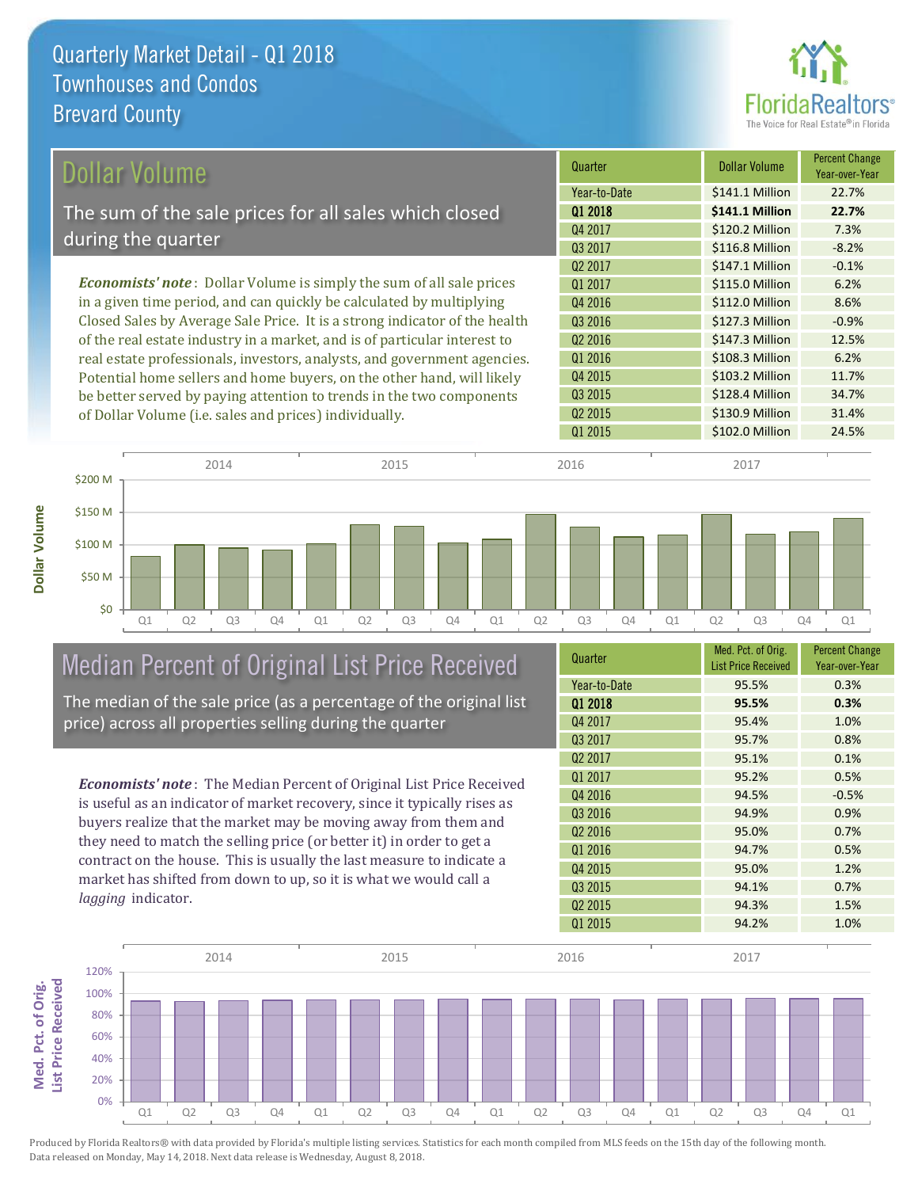# Quarterly Market Detail - Q1 2018
## Townhouses and Condos
## Brevard County

## Dollar Volume

The sum of the sale prices for all sales which closed during the quarter

*Economists' note*: Dollar Volume is simply the sum of all sale prices in a given time period, and can quickly be calculated by multiplying Closed Sales by Average Sale Price. It is a strong indicator of the health of the real estate industry in a market, and is of particular interest to real estate professionals, investors, analysts, and government agencies. Potential home sellers and home buyers, on the other hand, will likely be better served by paying attention to trends in the two components of Dollar Volume (i.e. sales and prices) individually.

| Quarter | Dollar Volume | Percent Change Year-over-Year |
|---|---|---|
| Year-to-Date | $141.1 Million | 22.7% |
| **Q1 2018** | **$141.1 Million** | **22.7%** |
| Q4 2017 | $120.2 Million | 7.3% |
| Q3 2017 | $116.8 Million | -8.2% |
| Q2 2017 | $147.1 Million | -0.1% |
| Q1 2017 | $115.0 Million | 6.2% |
| Q4 2016 | $112.0 Million | 8.6% |
| Q3 2016 | $127.3 Million | -0.9% |
| Q2 2016 | $147.3 Million | 12.5% |
| Q1 2016 | $108.3 Million | 6.2% |
| Q4 2015 | $103.2 Million | 11.7% |
| Q3 2015 | $128.4 Million | 34.7% |
| Q2 2015 | $130.9 Million | 31.4% |
| Q1 2015 | $102.0 Million | 24.5% |

## Median Percent of Original List Price Received

The median of the sale price (as a percentage of the original list price) across all properties selling during the quarter

*Economists' note*: The Median Percent of Original List Price Received is useful as an indicator of market recovery, since it typically rises as buyers realize that the market may be moving away from them and they need to match the selling price (or better it) in order to get a contract on the house. This is usually the last measure to indicate a market has shifted from down to up, so it is what we would call a *lagging* indicator.

| Quarter | Med. Pct. of Orig. List Price Received | Percent Change Year-over-Year |
|---|---|---|
| Year-to-Date | 95.5% | 0.3% |
| **Q1 2018** | **95.5%** | **0.3%** |
| Q4 2017 | 95.4% | 1.0% |
| Q3 2017 | 95.7% | 0.8% |
| Q2 2017 | 95.1% | 0.1% |
| Q1 2017 | 95.2% | 0.5% |
| Q4 2016 | 94.5% | -0.5% |
| Q3 2016 | 94.9% | 0.9% |
| Q2 2016 | 95.0% | 0.7% |
| Q1 2016 | 94.7% | 0.5% |
| Q4 2015 | 95.0% | 1.2% |
| Q3 2015 | 94.1% | 0.7% |
| Q2 2015 | 94.3% | 1.5% |
| Q1 2015 | 94.2% | 1.0% |

Produced by Florida Realtors® with data provided by Florida's multiple listing services. Statistics for each month compiled from MLS feeds on the 15th day of the following month. Data released on Monday, May 14, 2018. Next data release is Wednesday, August 8, 2018.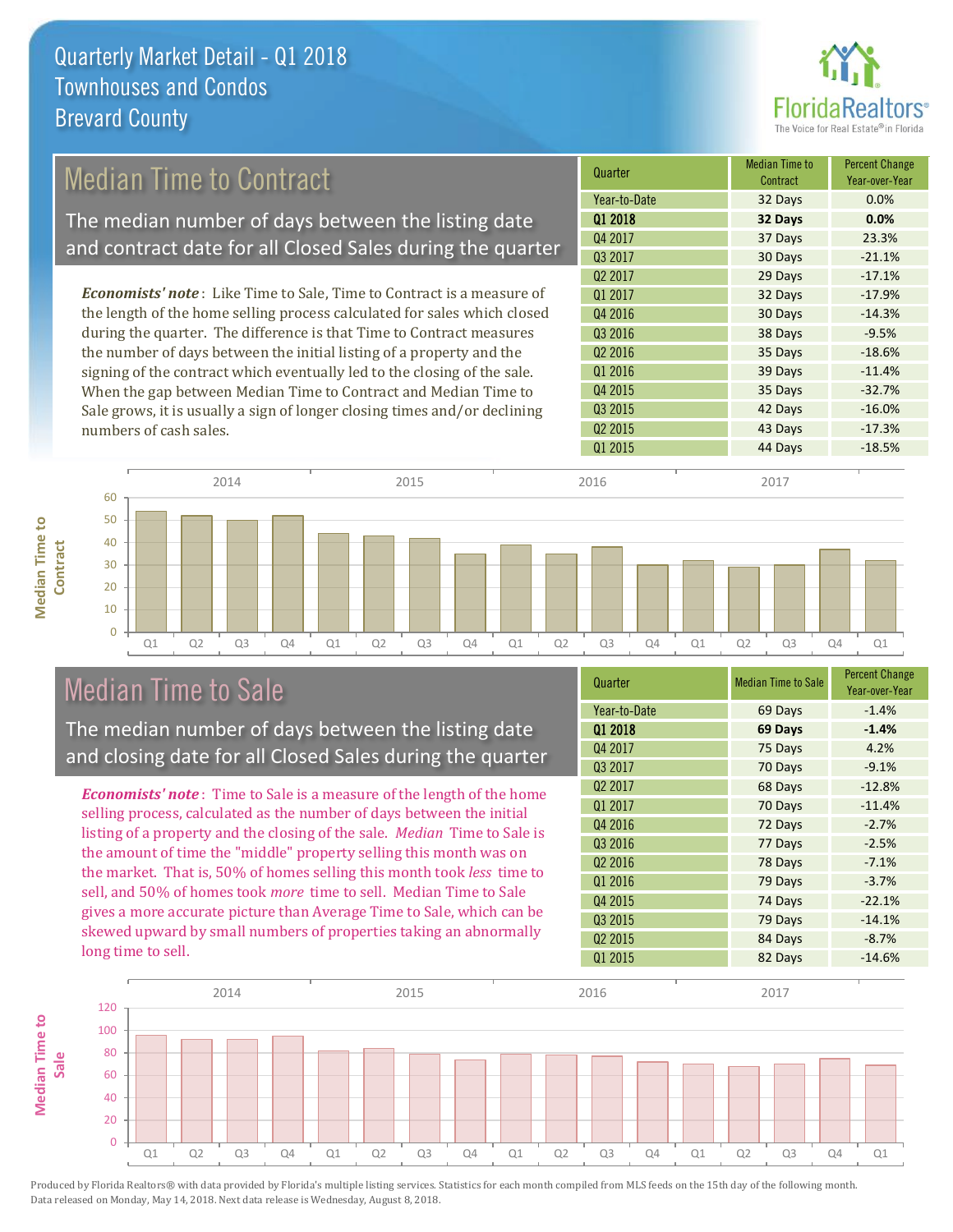# Quarterly Market Detail - Q1 2018
## Townhouses and Condos
## Brevard County

## Median Time to Contract

The median number of days between the listing date and contract date for all Closed Sales during the quarter

*Economists' note*: Like Time to Sale, Time to Contract is a measure of the length of the home selling process calculated for sales which closed during the quarter. The difference is that Time to Contract measures the number of days between the initial listing of a property and the signing of the contract which eventually led to the closing of the sale. When the gap between Median Time to Contract and Median Time to Sale grows, it is usually a sign of longer closing times and/or declining numbers of cash sales.

| Quarter | Median Time to Contract | Percent Change Year-over-Year |
|---|---|---|
| Year-to-Date | 32 Days | 0.0% |
| **Q1 2018** | **32 Days** | **0.0%** |
| Q4 2017 | 37 Days | 23.3% |
| Q3 2017 | 30 Days | -21.1% |
| Q2 2017 | 29 Days | -17.1% |
| Q1 2017 | 32 Days | -17.9% |
| Q4 2016 | 30 Days | -14.3% |
| Q3 2016 | 38 Days | -9.5% |
| Q2 2016 | 35 Days | -18.6% |
| Q1 2016 | 39 Days | -11.4% |
| Q4 2015 | 35 Days | -32.7% |
| Q3 2015 | 42 Days | -16.0% |
| Q2 2015 | 43 Days | -17.3% |
| Q1 2015 | 44 Days | -18.5% |

## Median Time to Sale

The median number of days between the listing date and closing date for all Closed Sales during the quarter

*Economists' note*: Time to Sale is a measure of the length of the home selling process, calculated as the number of days between the initial listing of a property and the closing of the sale. *Median* Time to Sale is the amount of time the "middle" property selling this month was on the market. That is, 50% of homes selling this month took *less* time to sell, and 50% of homes took *more* time to sell. Median Time to Sale gives a more accurate picture than Average Time to Sale, which can be skewed upward by small numbers of properties taking an abnormally long time to sell.

| Quarter | Median Time to Sale | Percent Change Year-over-Year |
|---|---|---|
| Year-to-Date | 69 Days | -1.4% |
| **Q1 2018** | **69 Days** | **-1.4%** |
| Q4 2017 | 75 Days | 4.2% |
| Q3 2017 | 70 Days | -9.1% |
| Q2 2017 | 68 Days | -12.8% |
| Q1 2017 | 70 Days | -11.4% |
| Q4 2016 | 72 Days | -2.7% |
| Q3 2016 | 77 Days | -2.5% |
| Q2 2016 | 78 Days | -7.1% |
| Q1 2016 | 79 Days | -3.7% |
| Q4 2015 | 74 Days | -22.1% |
| Q3 2015 | 79 Days | -14.1% |
| Q2 2015 | 84 Days | -8.7% |
| Q1 2015 | 82 Days | -14.6% |

Produced by Florida Realtors® with data provided by Florida's multiple listing services. Statistics for each month compiled from MLS feeds on the 15th day of the following month. Data released on Monday, May 14, 2018. Next data release is Wednesday, August 8, 2018.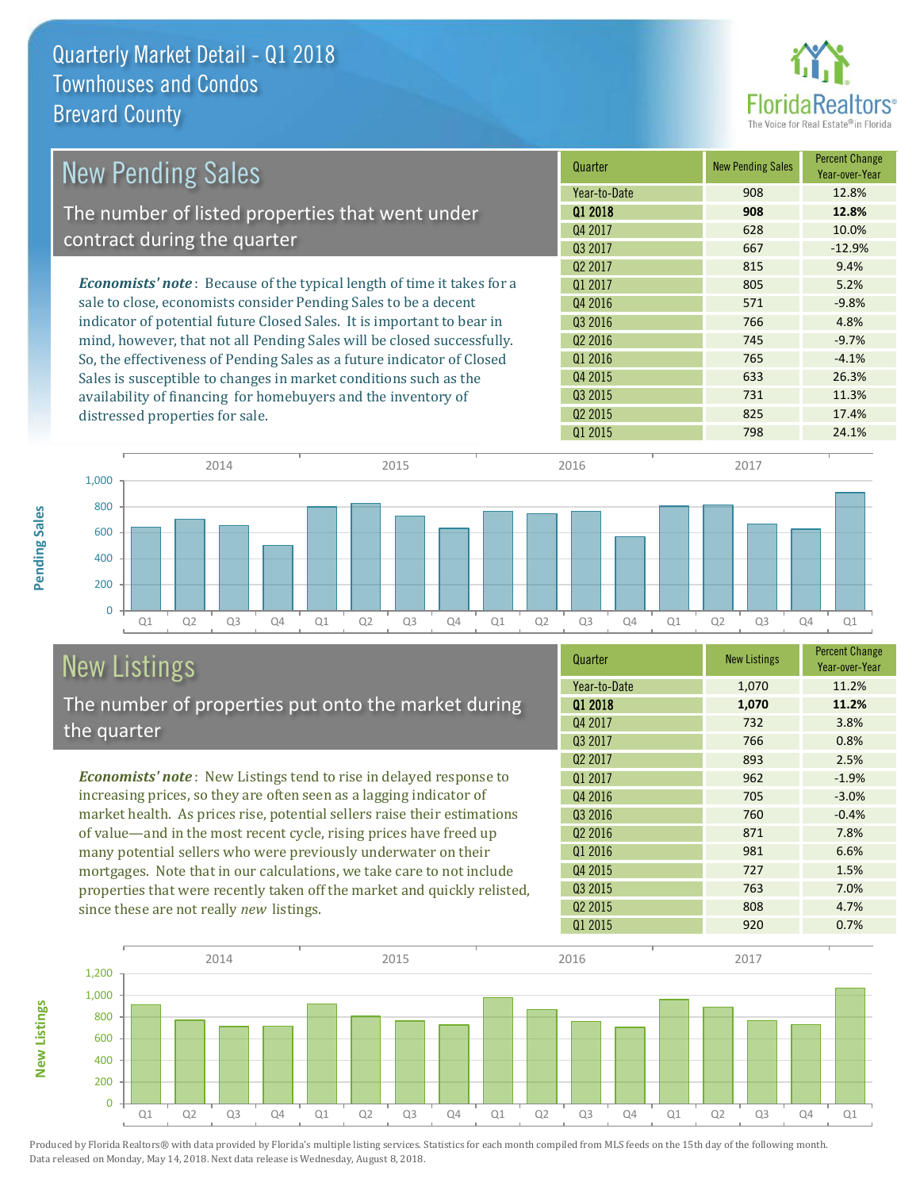# Quarterly Market Detail - Q1 2018
## Townhouses and Condos
## Brevard County

## New Pending Sales

The number of listed properties that went under contract during the quarter

*Economists' note*: Because of the typical length of time it takes for a sale to close, economists consider Pending Sales to be a decent indicator of potential future Closed Sales. It is important to bear in mind, however, that not all Pending Sales will be closed successfully. So, the effectiveness of Pending Sales as a future indicator of Closed Sales is susceptible to changes in market conditions such as the availability of financing for homebuyers and the inventory of distressed properties for sale.

| Quarter | New Pending Sales | Percent Change Year-over-Year |
|---|---|---|
| Year-to-Date | 908 | 12.8% |
| **Q1 2018** | **908** | **12.8%** |
| Q4 2017 | 628 | 10.0% |
| Q3 2017 | 667 | -12.9% |
| Q2 2017 | 815 | 9.4% |
| Q1 2017 | 805 | 5.2% |
| Q4 2016 | 571 | -9.8% |
| Q3 2016 | 766 | 4.8% |
| Q2 2016 | 745 | -9.7% |
| Q1 2016 | 765 | -4.1% |
| Q4 2015 | 633 | 26.3% |
| Q3 2015 | 731 | 11.3% |
| Q2 2015 | 825 | 17.4% |
| Q1 2015 | 798 | 24.1% |

## New Listings

The number of properties put onto the market during the quarter

*Economists' note*: New Listings tend to rise in delayed response to increasing prices, so they are often seen as a lagging indicator of market health. As prices rise, potential sellers raise their estimations of value—and in the most recent cycle, rising prices have freed up many potential sellers who were previously underwater on their mortgages. Note that in our calculations, we take care to not include properties that were recently taken off the market and quickly relisted, since these are not really *new* listings.

| Quarter | New Listings | Percent Change Year-over-Year |
|---|---|---|
| Year-to-Date | 1,070 | 11.2% |
| **Q1 2018** | **1,070** | **11.2%** |
| Q4 2017 | 732 | 3.8% |
| Q3 2017 | 766 | 0.8% |
| Q2 2017 | 893 | 2.5% |
| Q1 2017 | 962 | -1.9% |
| Q4 2016 | 705 | -3.0% |
| Q3 2016 | 760 | -0.4% |
| Q2 2016 | 871 | 7.8% |
| Q1 2016 | 981 | 6.6% |
| Q4 2015 | 727 | 1.5% |
| Q3 2015 | 763 | 7.0% |
| Q2 2015 | 808 | 4.7% |
| Q1 2015 | 920 | 0.7% |

Produced by Florida Realtors® with data provided by Florida's multiple listing services. Statistics for each month compiled from MLS feeds on the 15th day of the following month. Data released on Monday, May 14, 2018. Next data release is Wednesday, August 8, 2018.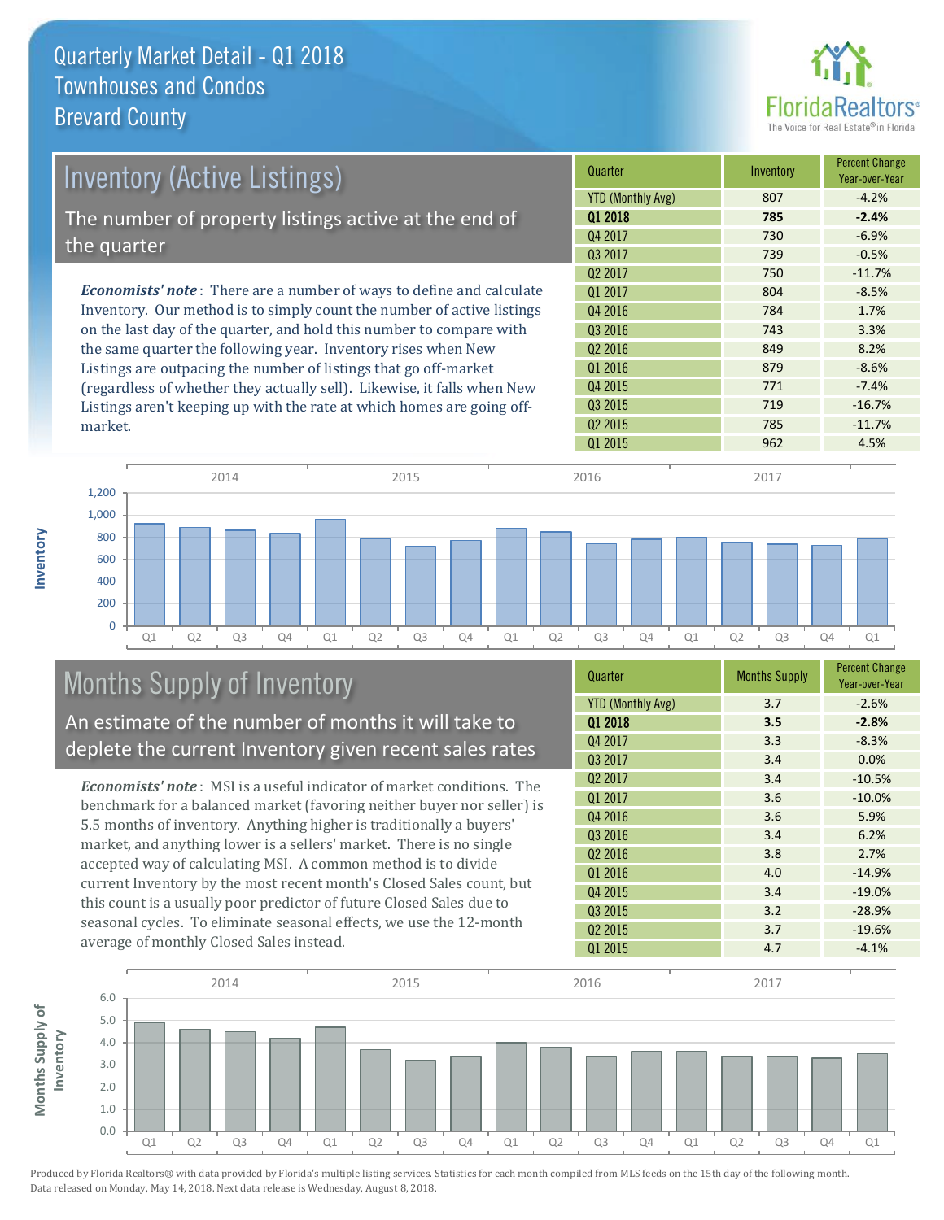# Quarterly Market Detail - Q1 2018
## Townhouses and Condos
## Brevard County

## Inventory (Active Listings)

The number of property listings active at the end of the quarter

*Economists' note*: There are a number of ways to define and calculate Inventory. Our method is to simply count the number of active listings on the last day of the quarter, and hold this number to compare with the same quarter the following year. Inventory rises when New Listings are outpacing the number of listings that go off-market (regardless of whether they actually sell). Likewise, it falls when New Listings aren't keeping up with the rate at which homes are going off-market.

| Quarter | Inventory | Percent Change Year-over-Year |
|---|---|---|
| YTD (Monthly Avg) | 807 | -4.2% |
| **Q1 2018** | **785** | **-2.4%** |
| Q4 2017 | 730 | -6.9% |
| Q3 2017 | 739 | -0.5% |
| Q2 2017 | 750 | -11.7% |
| Q1 2017 | 804 | -8.5% |
| Q4 2016 | 784 | 1.7% |
| Q3 2016 | 743 | 3.3% |
| Q2 2016 | 849 | 8.2% |
| Q1 2016 | 879 | -8.6% |
| Q4 2015 | 771 | -7.4% |
| Q3 2015 | 719 | -16.7% |
| Q2 2015 | 785 | -11.7% |
| Q1 2015 | 962 | 4.5% |

## Months Supply of Inventory

An estimate of the number of months it will take to deplete the current Inventory given recent sales rates

*Economists' note*: MSI is a useful indicator of market conditions. The benchmark for a balanced market (favoring neither buyer nor seller) is 5.5 months of inventory. Anything higher is traditionally a buyers' market, and anything lower is a sellers' market. There is no single accepted way of calculating MSI. A common method is to divide current Inventory by the most recent month's Closed Sales count, but this count is a usually poor predictor of future Closed Sales due to seasonal cycles. To eliminate seasonal effects, we use the 12-month average of monthly Closed Sales instead.

| Quarter | Months Supply | Percent Change Year-over-Year |
|---|---|---|
| YTD (Monthly Avg) | 3.7 | -2.6% |
| **Q1 2018** | **3.5** | **-2.8%** |
| Q4 2017 | 3.3 | -8.3% |
| Q3 2017 | 3.4 | 0.0% |
| Q2 2017 | 3.4 | -10.5% |
| Q1 2017 | 3.6 | -10.0% |
| Q4 2016 | 3.6 | 5.9% |
| Q3 2016 | 3.4 | 6.2% |
| Q2 2016 | 3.8 | 2.7% |
| Q1 2016 | 4.0 | -14.9% |
| Q4 2015 | 3.4 | -19.0% |
| Q3 2015 | 3.2 | -28.9% |
| Q2 2015 | 3.7 | -19.6% |
| Q1 2015 | 4.7 | -4.1% |

Produced by Florida Realtors® with data provided by Florida's multiple listing services. Statistics for each month compiled from MLS feeds on the 15th day of the following month. Data released on Monday, May 14, 2018. Next data release is Wednesday, August 8, 2018.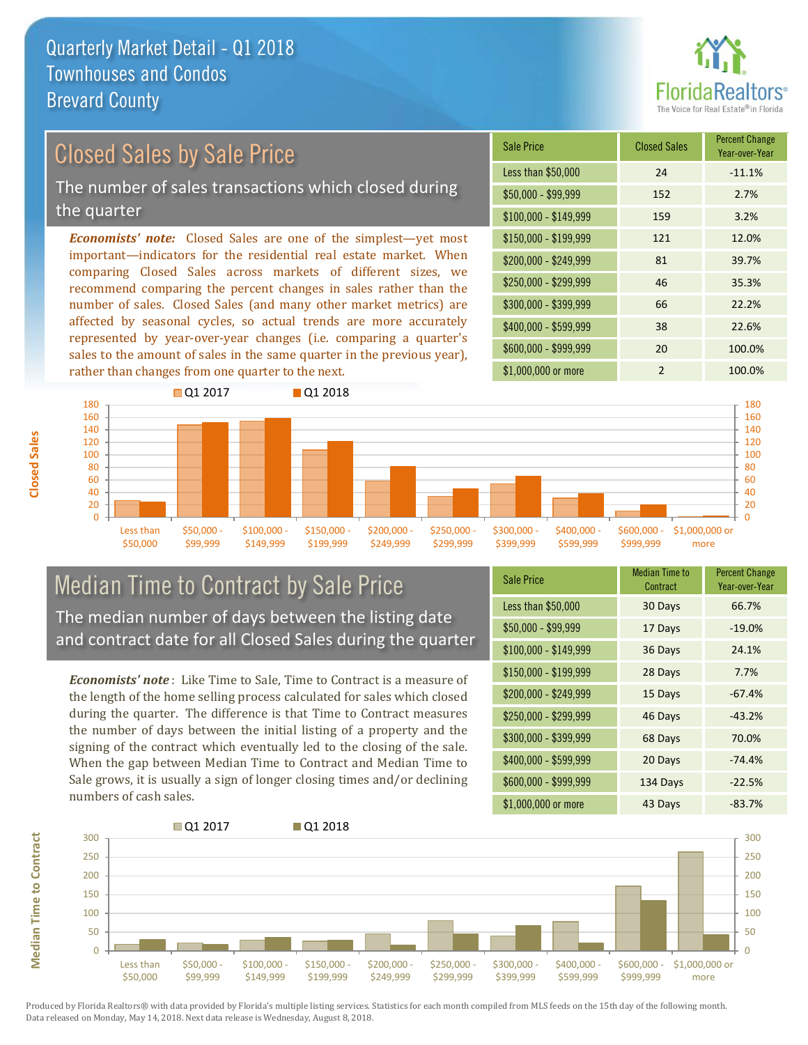# Quarterly Market Detail - Q1 2018
## Townhouses and Condos
## Brevard County

## Closed Sales by Sale Price

The number of sales transactions which closed during the quarter

*Economists' note:* Closed Sales are one of the simplest—yet most important—indicators for the residential real estate market. When comparing Closed Sales across markets of different sizes, we recommend comparing the percent changes in sales rather than the number of sales. Closed Sales (and many other market metrics) are affected by seasonal cycles, so actual trends are more accurately represented by year-over-year changes (i.e. comparing a quarter's sales to the amount of sales in the same quarter in the previous year), rather than changes from one quarter to the next.

| Sale Price | Closed Sales | Percent Change Year-over-Year |
|---|---|---|
| Less than $50,000 | 24 | -11.1% |
| $50,000 - $99,999 | 152 | 2.7% |
| $100,000 - $149,999 | 159 | 3.2% |
| $150,000 - $199,999 | 121 | 12.0% |
| $200,000 - $249,999 | 81 | 39.7% |
| $250,000 - $299,999 | 46 | 35.3% |
| $300,000 - $399,999 | 66 | 22.2% |
| $400,000 - $599,999 | 38 | 22.6% |
| $600,000 - $999,999 | 20 | 100.0% |
| $1,000,000 or more | 2 | 100.0% |

## Median Time to Contract by Sale Price

The median number of days between the listing date and contract date for all Closed Sales during the quarter

*Economists' note*: Like Time to Sale, Time to Contract is a measure of the length of the home selling process calculated for sales which closed during the quarter. The difference is that Time to Contract measures the number of days between the initial listing of a property and the signing of the contract which eventually led to the closing of the sale. When the gap between Median Time to Contract and Median Time to Sale grows, it is usually a sign of longer closing times and/or declining numbers of cash sales.

| Sale Price | Median Time to Contract | Percent Change Year-over-Year |
|---|---|---|
| Less than $50,000 | 30 Days | 66.7% |
| $50,000 - $99,999 | 17 Days | -19.0% |
| $100,000 - $149,999 | 36 Days | 24.1% |
| $150,000 - $199,999 | 28 Days | 7.7% |
| $200,000 - $249,999 | 15 Days | -67.4% |
| $250,000 - $299,999 | 46 Days | -43.2% |
| $300,000 - $399,999 | 68 Days | 70.0% |
| $400,000 - $599,999 | 20 Days | -74.4% |
| $600,000 - $999,999 | 134 Days | -22.5% |
| $1,000,000 or more | 43 Days | -83.7% |

Produced by Florida Realtors® with data provided by Florida's multiple listing services. Statistics for each month compiled from MLS feeds on the 15th day of the following month. Data released on Monday, May 14, 2018. Next data release is Wednesday, August 8, 2018.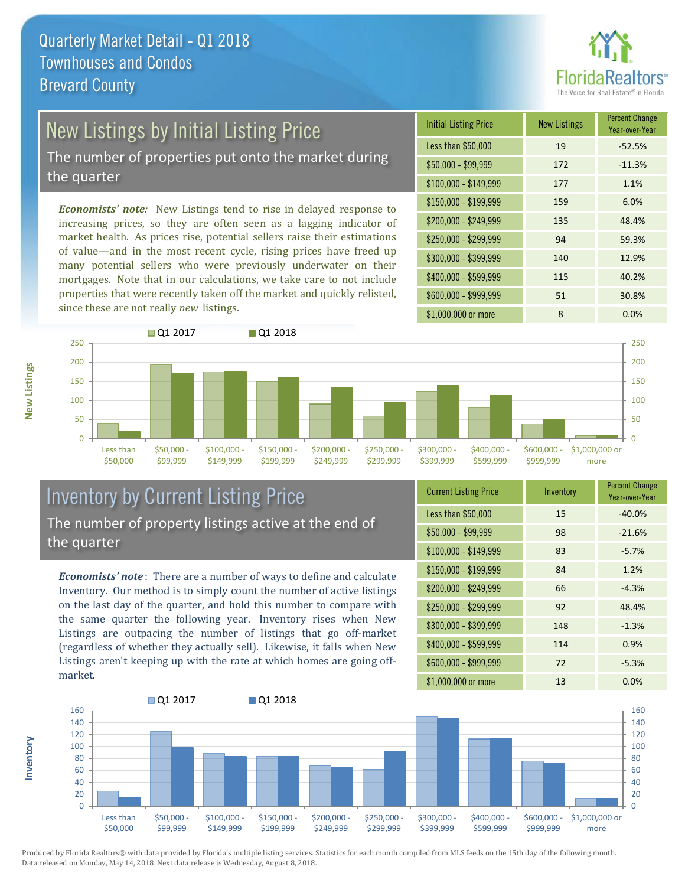# Quarterly Market Detail - Q1 2018
## Townhouses and Condos
## Brevard County

## New Listings by Initial Listing Price

The number of properties put onto the market during the quarter

*Economists' note:* New Listings tend to rise in delayed response to increasing prices, so they are often seen as a lagging indicator of market health. As prices rise, potential sellers raise their estimations of value—and in the most recent cycle, rising prices have freed up many potential sellers who were previously underwater on their mortgages. Note that in our calculations, we take care to not include properties that were recently taken off the market and quickly relisted, since these are not really *new* listings.

| Initial Listing Price | New Listings | Percent Change Year-over-Year |
|---|---|---|
| Less than $50,000 | 19 | -52.5% |
| $50,000 - $99,999 | 172 | -11.3% |
| $100,000 - $149,999 | 177 | 1.1% |
| $150,000 - $199,999 | 159 | 6.0% |
| $200,000 - $249,999 | 135 | 48.4% |
| $250,000 - $299,999 | 94 | 59.3% |
| $300,000 - $399,999 | 140 | 12.9% |
| $400,000 - $599,999 | 115 | 40.2% |
| $600,000 - $999,999 | 51 | 30.8% |
| $1,000,000 or more | 8 | 0.0% |

## Inventory by Current Listing Price

The number of property listings active at the end of the quarter

***Economists' note***: There are a number of ways to define and calculate Inventory. Our method is to simply count the number of active listings on the last day of the quarter, and hold this number to compare with the same quarter the following year. Inventory rises when New Listings are outpacing the number of listings that go off-market (regardless of whether they actually sell). Likewise, it falls when New Listings aren't keeping up with the rate at which homes are going off-market.

| Current Listing Price | Inventory | Percent Change Year-over-Year |
|---|---|---|
| Less than $50,000 | 15 | -40.0% |
| $50,000 - $99,999 | 98 | -21.6% |
| $100,000 - $149,999 | 83 | -5.7% |
| $150,000 - $199,999 | 84 | 1.2% |
| $200,000 - $249,999 | 66 | -4.3% |
| $250,000 - $299,999 | 92 | 48.4% |
| $300,000 - $399,999 | 148 | -1.3% |
| $400,000 - $599,999 | 114 | 0.9% |
| $600,000 - $999,999 | 72 | -5.3% |
| $1,000,000 or more | 13 | 0.0% |

Produced by Florida Realtors® with data provided by Florida's multiple listing services. Statistics for each month compiled from MLS feeds on the 15th day of the following month. Data released on Monday, May 14, 2018. Next data release is Wednesday, August 8, 2018.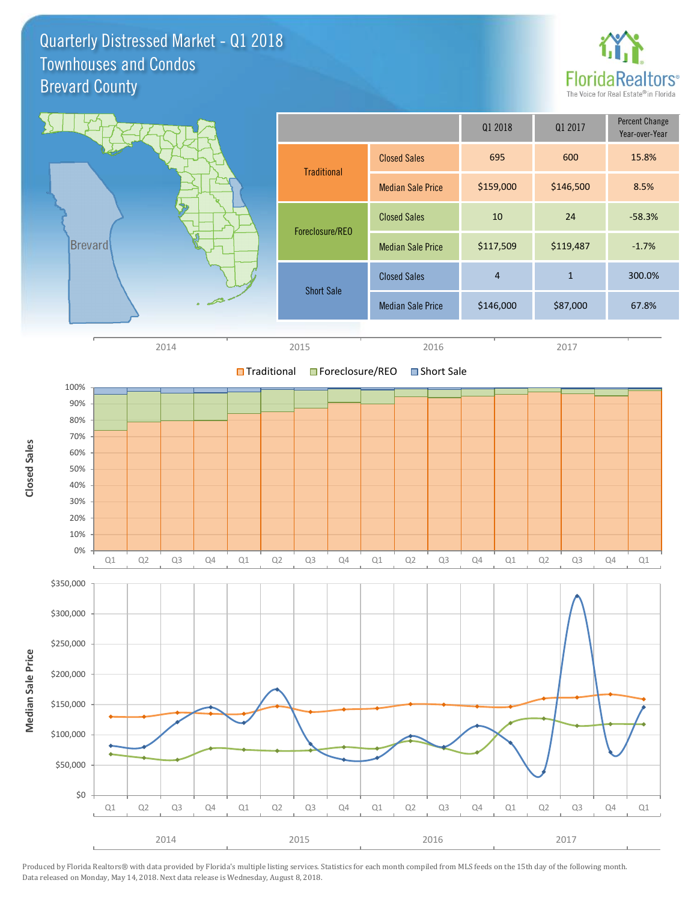# Quarterly Distressed Market - Q1 2018
## Townhouses and Condos
## Brevard County

FloridaRealtors®
The Voice for Real Estate® in Florida

Brevard

| | | Q1 2018 | Q1 2017 | Percent Change Year-over-Year |
|---|---|---|---|---|
| Traditional | Closed Sales | 695 | 600 | 15.8% |
| | Median Sale Price | $159,000 | $146,500 | 8.5% |
| Foreclosure/REO | Closed Sales | 10 | 24 | -58.3% |
| | Median Sale Price | $117,509 | $119,487 | -1.7% |
| Short Sale | Closed Sales | 4 | 1 | 300.0% |
| | Median Sale Price | $146,000 | $87,000 | 67.8% |

2014 2015 2016 2017

Traditional Foreclosure/REO Short Sale

Closed Sales

100% 90% 80% 70% 60% 50% 40% 30% 20% 10% 0%

Q1 Q2 Q3 Q4 Q1 Q2 Q3 Q4 Q1 Q2 Q3 Q4 Q1 Q2 Q3 Q4 Q1

Median Sale Price

$350,000 $300,000 $250,000 $200,000 $150,000 $100,000 $50,000 $0

Q1 Q2 Q3 Q4 Q1 Q2 Q3 Q4 Q1 Q2 Q3 Q4 Q1 Q2 Q3 Q4 Q1

2014 2015 2016 2017

Produced by Florida Realtors® with data provided by Florida's multiple listing services. Statistics for each month compiled from MLS feeds on the 15th day of the following month.
Data released on Monday, May 14, 2018. Next data release is Wednesday, August 8, 2018.